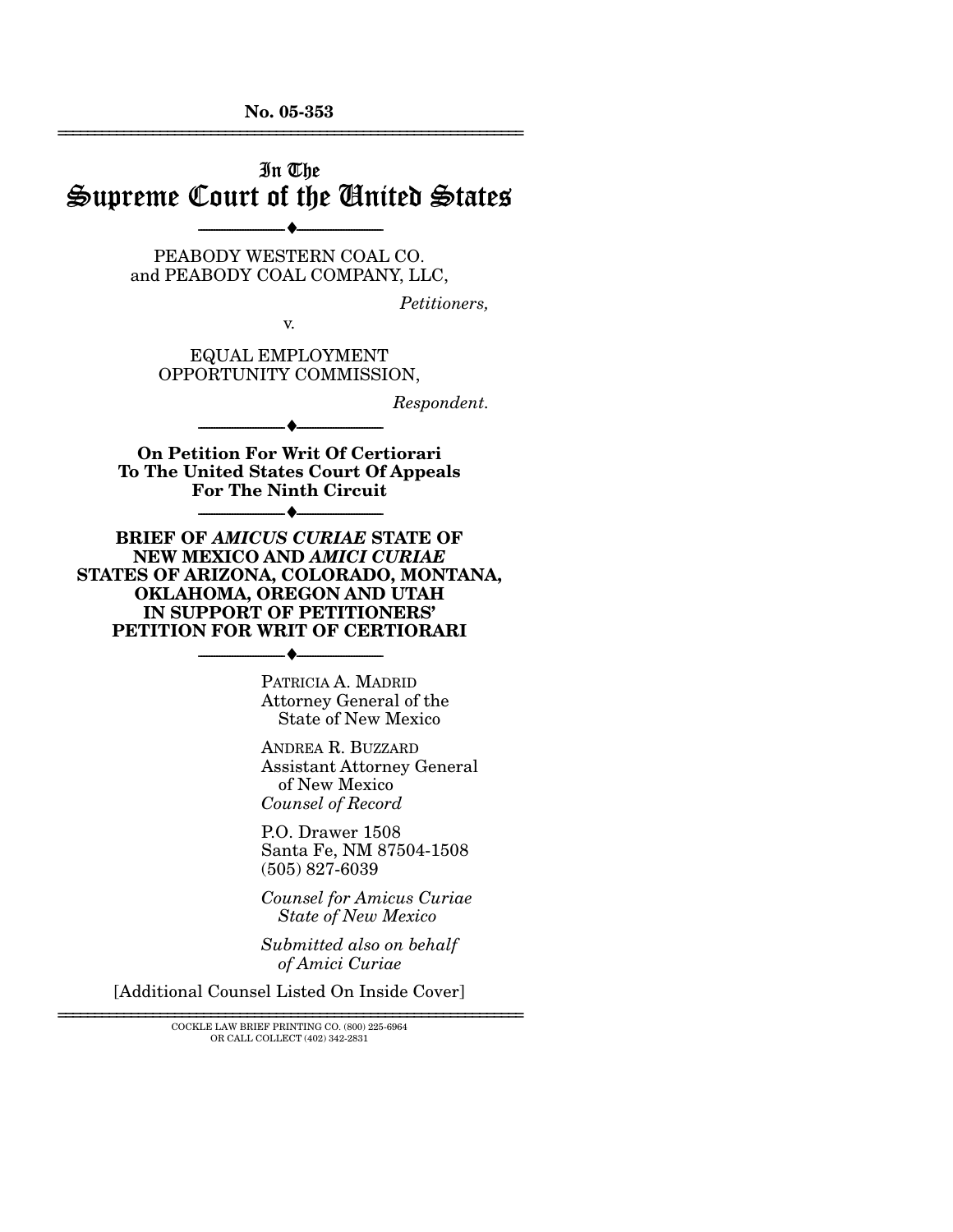**No. 05-353**

---

# In The
# Supreme Court of the United States

---

PEABODY WESTERN COAL CO.
and PEABODY COAL COMPANY, LLC,

*Petitioners,*

v.

EQUAL EMPLOYMENT
OPPORTUNITY COMMISSION,

*Respondent.*

---

**On Petition For Writ Of Certiorari
To The United States Court Of Appeals
For The Ninth Circuit**

---

**BRIEF OF *AMICUS CURIAE* STATE OF
NEW MEXICO AND *AMICI CURIAE*
STATES OF ARIZONA, COLORADO, MONTANA,
OKLAHOMA, OREGON AND UTAH
IN SUPPORT OF PETITIONERS'
PETITION FOR WRIT OF CERTIORARI**

---

PATRICIA A. MADRID
Attorney General of the
State of New Mexico

ANDREA R. BUZZARD
Assistant Attorney General
of New Mexico
*Counsel of Record*

P.O. Drawer 1508
Santa Fe, NM 87504-1508
(505) 827-6039

*Counsel for Amicus Curiae
State of New Mexico*

*Submitted also on behalf
of Amici Curiae*

[Additional Counsel Listed On Inside Cover]

---

COCKLE LAW BRIEF PRINTING CO. (800) 225-6964
OR CALL COLLECT (402) 342-2831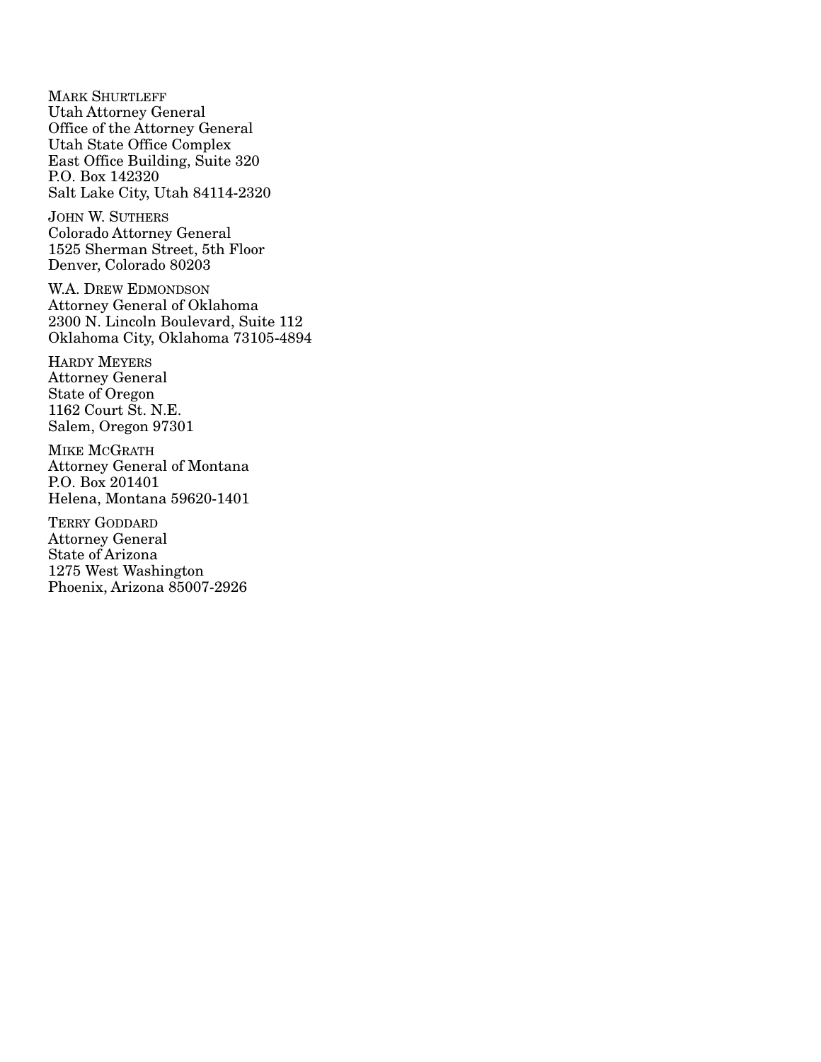MARK SHURTLEFF
Utah Attorney General
Office of the Attorney General
Utah State Office Complex
East Office Building, Suite 320
P.O. Box 142320
Salt Lake City, Utah 84114-2320

JOHN W. SUTHERS
Colorado Attorney General
1525 Sherman Street, 5th Floor
Denver, Colorado 80203

W.A. DREW EDMONDSON
Attorney General of Oklahoma
2300 N. Lincoln Boulevard, Suite 112
Oklahoma City, Oklahoma 73105-4894

HARDY MEYERS
Attorney General
State of Oregon
1162 Court St. N.E.
Salem, Oregon 97301

MIKE MCGRATH
Attorney General of Montana
P.O. Box 201401
Helena, Montana 59620-1401

TERRY GODDARD
Attorney General
State of Arizona
1275 West Washington
Phoenix, Arizona 85007-2926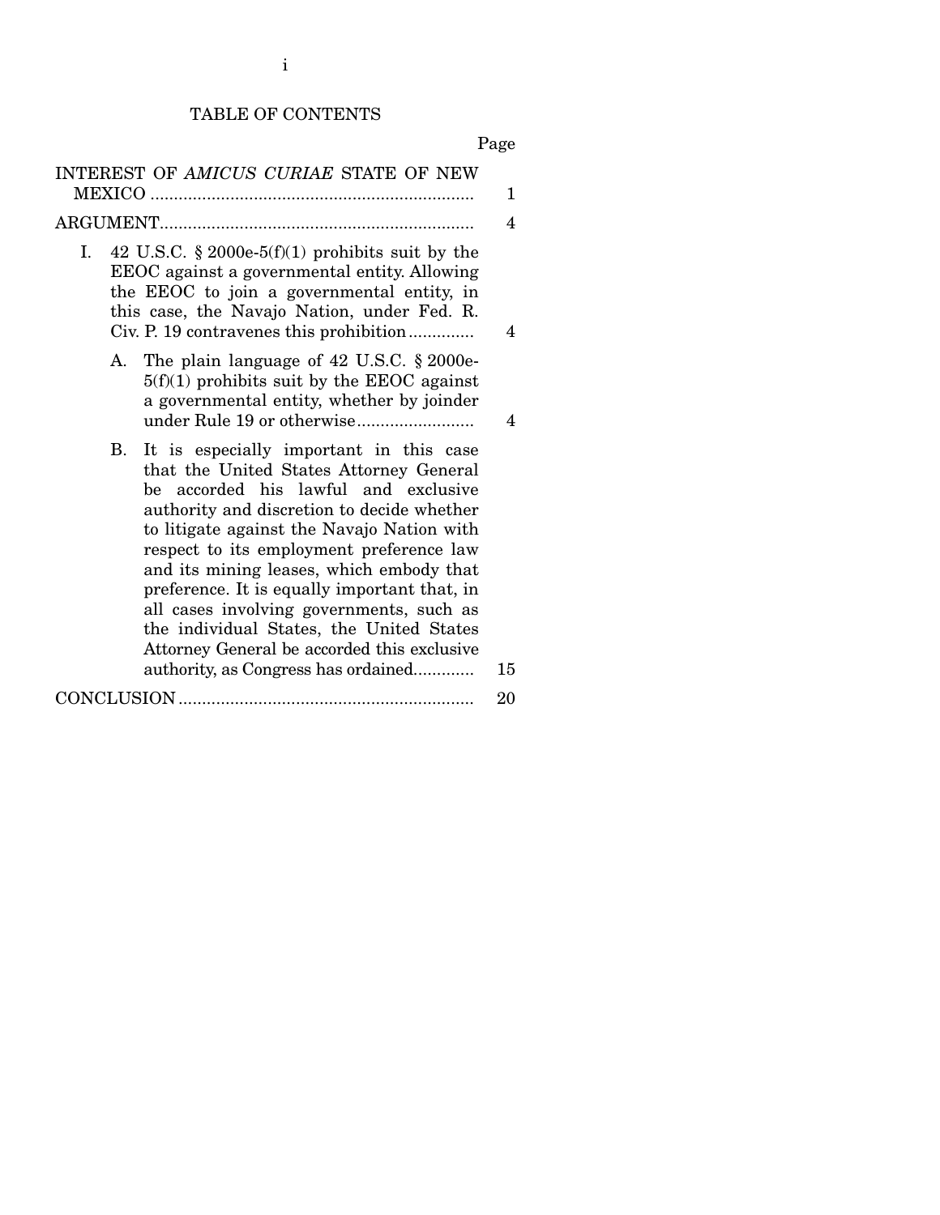# TABLE OF CONTENTS

| | Page |
|---|---|
| INTEREST OF *AMICUS CURIAE* STATE OF NEW MEXICO | 1 |
| ARGUMENT | 4 |
| I. 42 U.S.C. § 2000e-5(f)(1) prohibits suit by the EEOC against a governmental entity. Allowing the EEOC to join a governmental entity, in this case, the Navajo Nation, under Fed. R. Civ. P. 19 contravenes this prohibition | 4 |
| A. The plain language of 42 U.S.C. § 2000e-5(f)(1) prohibits suit by the EEOC against a governmental entity, whether by joinder under Rule 19 or otherwise | 4 |
| B. It is especially important in this case that the United States Attorney General be accorded his lawful and exclusive authority and discretion to decide whether to litigate against the Navajo Nation with respect to its employment preference law and its mining leases, which embody that preference. It is equally important that, in all cases involving governments, such as the individual States, the United States Attorney General be accorded this exclusive authority, as Congress has ordained | 15 |
| CONCLUSION | 20 |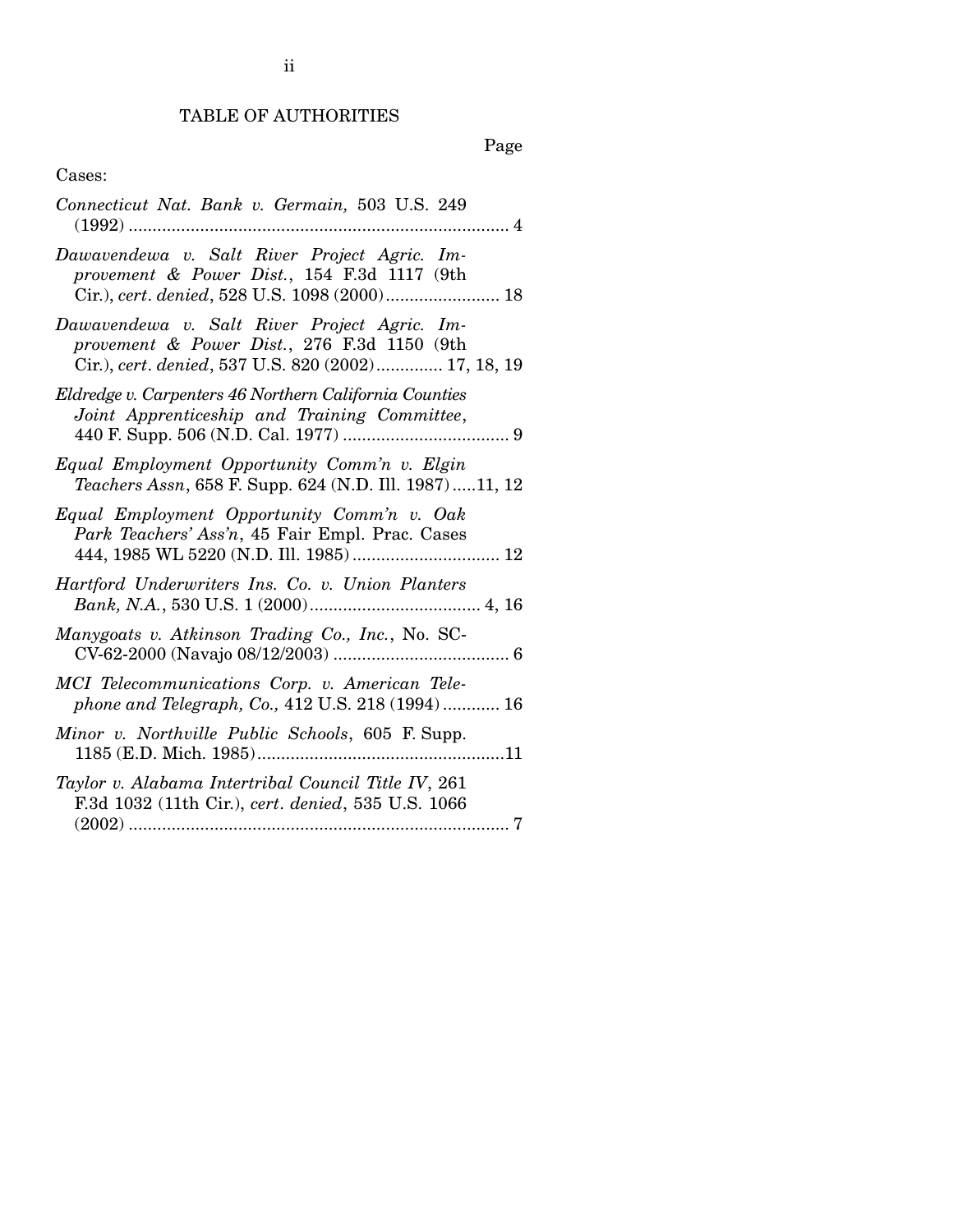# TABLE OF AUTHORITIES

Page

Cases:

*Connecticut Nat. Bank v. Germain,* 503 U.S. 249 (1992) .......... 4

*Dawavendewa v. Salt River Project Agric. Improvement & Power Dist.*, 154 F.3d 1117 (9th Cir.), *cert. denied*, 528 U.S. 1098 (2000) .......... 18

*Dawavendewa v. Salt River Project Agric. Improvement & Power Dist.*, 276 F.3d 1150 (9th Cir.), *cert. denied*, 537 U.S. 820 (2002) .......... 17, 18, 19

*Eldredge v. Carpenters 46 Northern California Counties Joint Apprenticeship and Training Committee*, 440 F. Supp. 506 (N.D. Cal. 1977) .......... 9

*Equal Employment Opportunity Comm'n v. Elgin Teachers Assn*, 658 F. Supp. 624 (N.D. Ill. 1987) .....11, 12

*Equal Employment Opportunity Comm'n v. Oak Park Teachers' Ass'n*, 45 Fair Empl. Prac. Cases 444, 1985 WL 5220 (N.D. Ill. 1985) .......... 12

*Hartford Underwriters Ins. Co. v. Union Planters Bank, N.A.*, 530 U.S. 1 (2000) .......... 4, 16

*Manygoats v. Atkinson Trading Co., Inc.*, No. SC-CV-62-2000 (Navajo 08/12/2003) .......... 6

*MCI Telecommunications Corp. v. American Telephone and Telegraph, Co.,* 412 U.S. 218 (1994) .......... 16

*Minor v. Northville Public Schools*, 605 F. Supp. 1185 (E.D. Mich. 1985) ..........11

*Taylor v. Alabama Intertribal Council Title IV*, 261 F.3d 1032 (11th Cir.), *cert. denied*, 535 U.S. 1066 (2002) .......... 7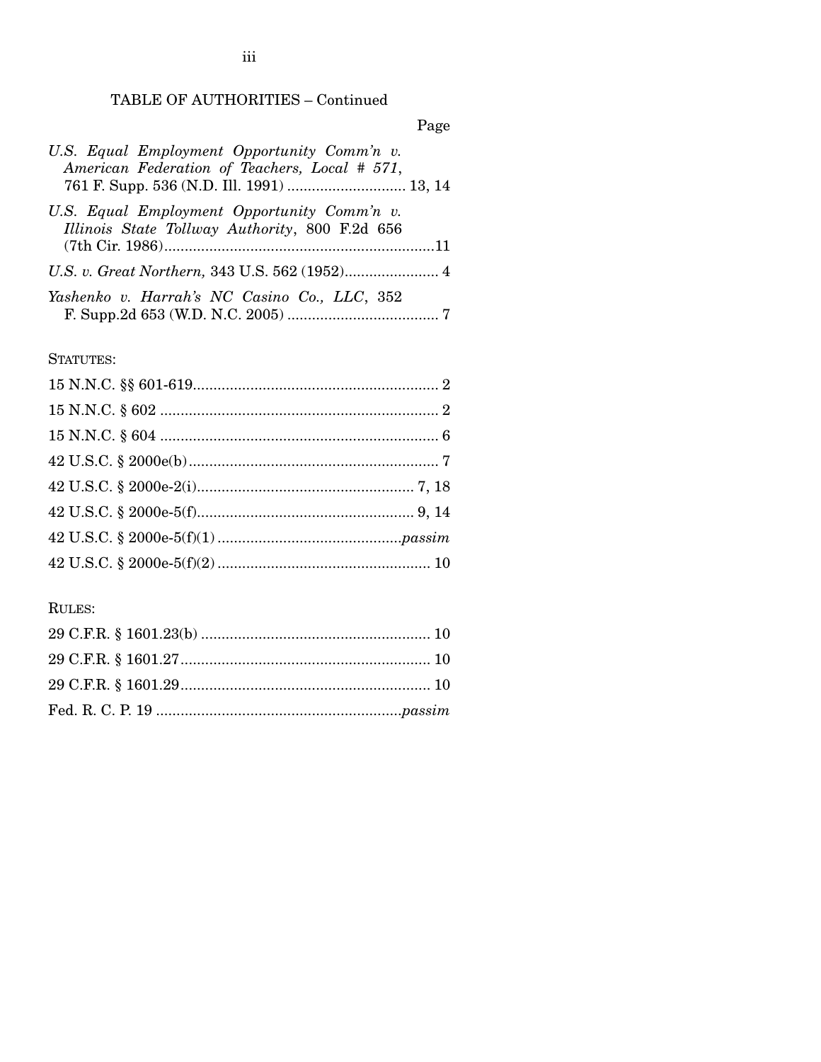TABLE OF AUTHORITIES – Continued

Page

*U.S. Equal Employment Opportunity Comm'n v. American Federation of Teachers, Local # 571*, 761 F. Supp. 536 (N.D. Ill. 1991) ............................ 13, 14

*U.S. Equal Employment Opportunity Comm'n v. Illinois State Tollway Authority*, 800 F.2d 656 (7th Cir. 1986).................................................................11

*U.S. v. Great Northern,* 343 U.S. 562 (1952)....................... 4

*Yashenko v. Harrah's NC Casino Co., LLC*, 352 F. Supp.2d 653 (W.D. N.C. 2005) ..................................... 7

STATUTES:

15 N.N.C. §§ 601-619............................................................ 2

15 N.N.C. § 602 .................................................................... 2

15 N.N.C. § 604 .................................................................... 6

42 U.S.C. § 2000e(b)............................................................. 7

42 U.S.C. § 2000e-2(i)..................................................... 7, 18

42 U.S.C. § 2000e-5(f)..................................................... 9, 14

42 U.S.C. § 2000e-5(f)(1) .............................................*passim*

42 U.S.C. § 2000e-5(f)(2) .................................................... 10

RULES:

29 C.F.R. § 1601.23(b) ........................................................ 10

29 C.F.R. § 1601.27............................................................. 10

29 C.F.R. § 1601.29............................................................. 10

Fed. R. C. P. 19 ............................................................*passim*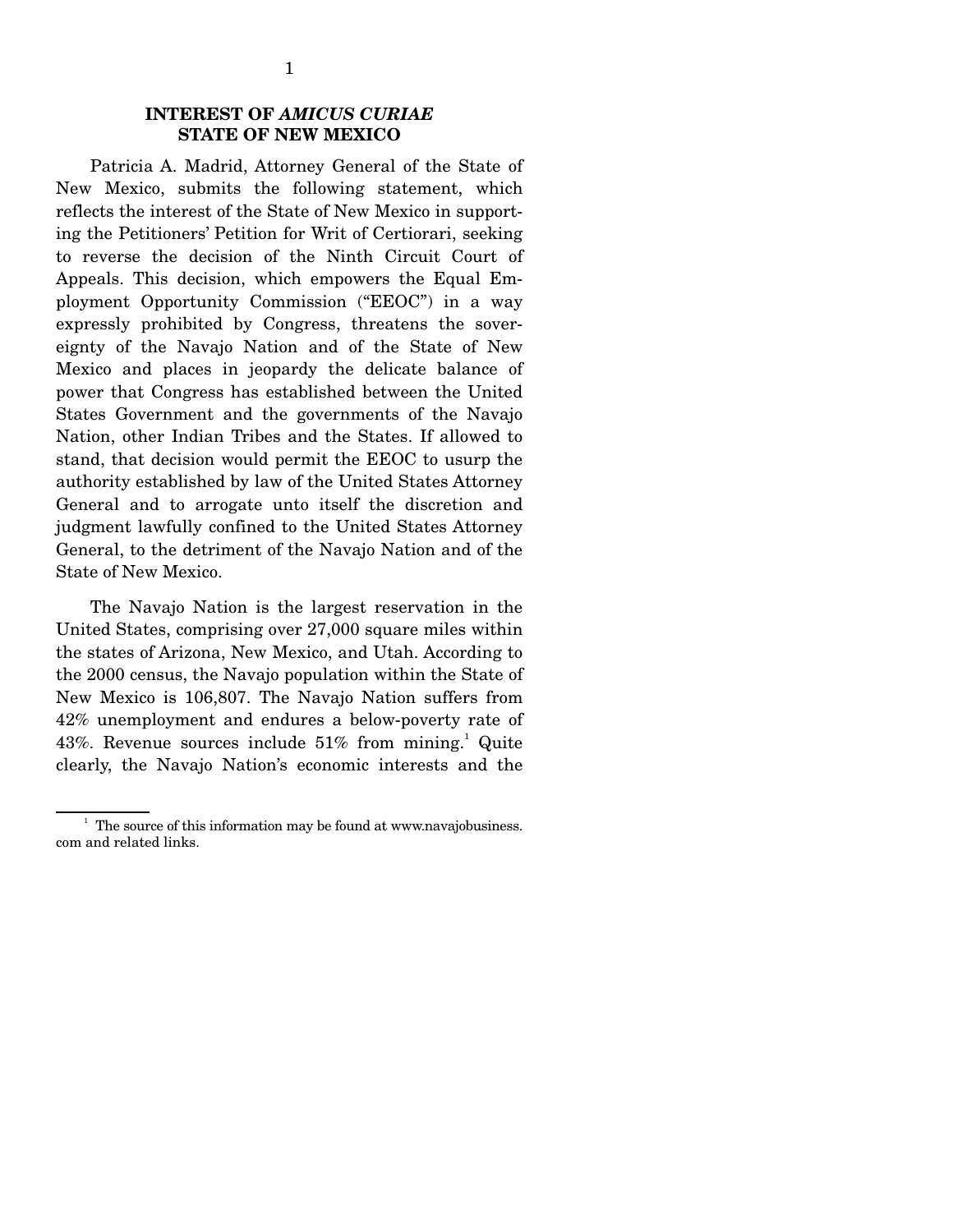## INTEREST OF *AMICUS CURIAE* STATE OF NEW MEXICO

Patricia A. Madrid, Attorney General of the State of New Mexico, submits the following statement, which reflects the interest of the State of New Mexico in supporting the Petitioners' Petition for Writ of Certiorari, seeking to reverse the decision of the Ninth Circuit Court of Appeals. This decision, which empowers the Equal Employment Opportunity Commission ("EEOC") in a way expressly prohibited by Congress, threatens the sovereignty of the Navajo Nation and of the State of New Mexico and places in jeopardy the delicate balance of power that Congress has established between the United States Government and the governments of the Navajo Nation, other Indian Tribes and the States. If allowed to stand, that decision would permit the EEOC to usurp the authority established by law of the United States Attorney General and to arrogate unto itself the discretion and judgment lawfully confined to the United States Attorney General, to the detriment of the Navajo Nation and of the State of New Mexico.

The Navajo Nation is the largest reservation in the United States, comprising over 27,000 square miles within the states of Arizona, New Mexico, and Utah. According to the 2000 census, the Navajo population within the State of New Mexico is 106,807. The Navajo Nation suffers from 42% unemployment and endures a below-poverty rate of 43%. Revenue sources include 51% from mining.[1] Quite clearly, the Navajo Nation's economic interests and the

[1] The source of this information may be found at www.navajobusiness.com and related links.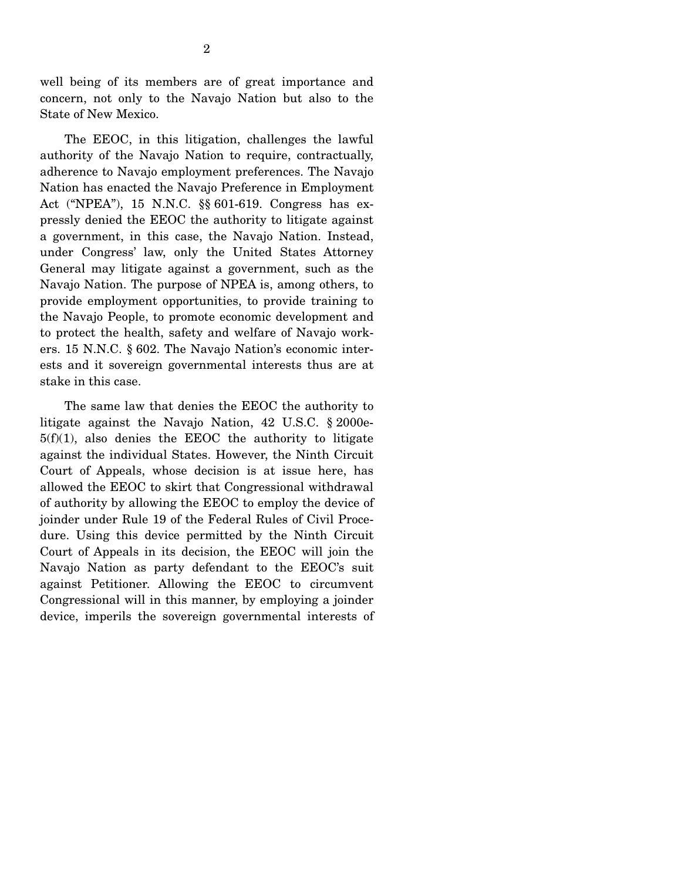well being of its members are of great importance and concern, not only to the Navajo Nation but also to the State of New Mexico.

The EEOC, in this litigation, challenges the lawful authority of the Navajo Nation to require, contractually, adherence to Navajo employment preferences. The Navajo Nation has enacted the Navajo Preference in Employment Act ("NPEA"), 15 N.N.C. §§ 601-619. Congress has expressly denied the EEOC the authority to litigate against a government, in this case, the Navajo Nation. Instead, under Congress' law, only the United States Attorney General may litigate against a government, such as the Navajo Nation. The purpose of NPEA is, among others, to provide employment opportunities, to provide training to the Navajo People, to promote economic development and to protect the health, safety and welfare of Navajo workers. 15 N.N.C. § 602. The Navajo Nation's economic interests and it sovereign governmental interests thus are at stake in this case.

The same law that denies the EEOC the authority to litigate against the Navajo Nation, 42 U.S.C. § 2000e-5(f)(1), also denies the EEOC the authority to litigate against the individual States. However, the Ninth Circuit Court of Appeals, whose decision is at issue here, has allowed the EEOC to skirt that Congressional withdrawal of authority by allowing the EEOC to employ the device of joinder under Rule 19 of the Federal Rules of Civil Procedure. Using this device permitted by the Ninth Circuit Court of Appeals in its decision, the EEOC will join the Navajo Nation as party defendant to the EEOC's suit against Petitioner. Allowing the EEOC to circumvent Congressional will in this manner, by employing a joinder device, imperils the sovereign governmental interests of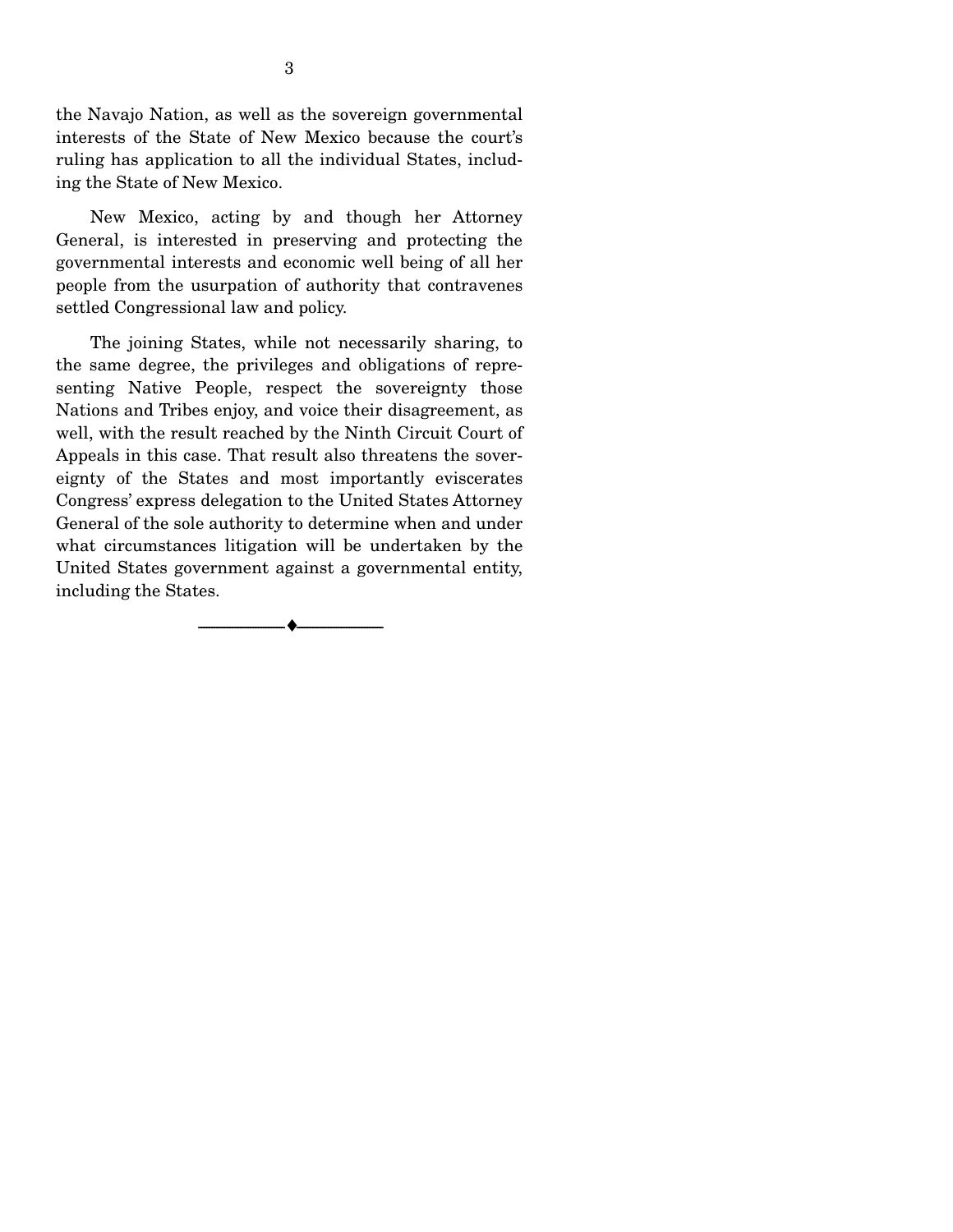the Navajo Nation, as well as the sovereign governmental interests of the State of New Mexico because the court's ruling has application to all the individual States, including the State of New Mexico.

New Mexico, acting by and though her Attorney General, is interested in preserving and protecting the governmental interests and economic well being of all her people from the usurpation of authority that contravenes settled Congressional law and policy.

The joining States, while not necessarily sharing, to the same degree, the privileges and obligations of representing Native People, respect the sovereignty those Nations and Tribes enjoy, and voice their disagreement, as well, with the result reached by the Ninth Circuit Court of Appeals in this case. That result also threatens the sovereignty of the States and most importantly eviscerates Congress' express delegation to the United States Attorney General of the sole authority to determine when and under what circumstances litigation will be undertaken by the United States government against a governmental entity, including the States.

---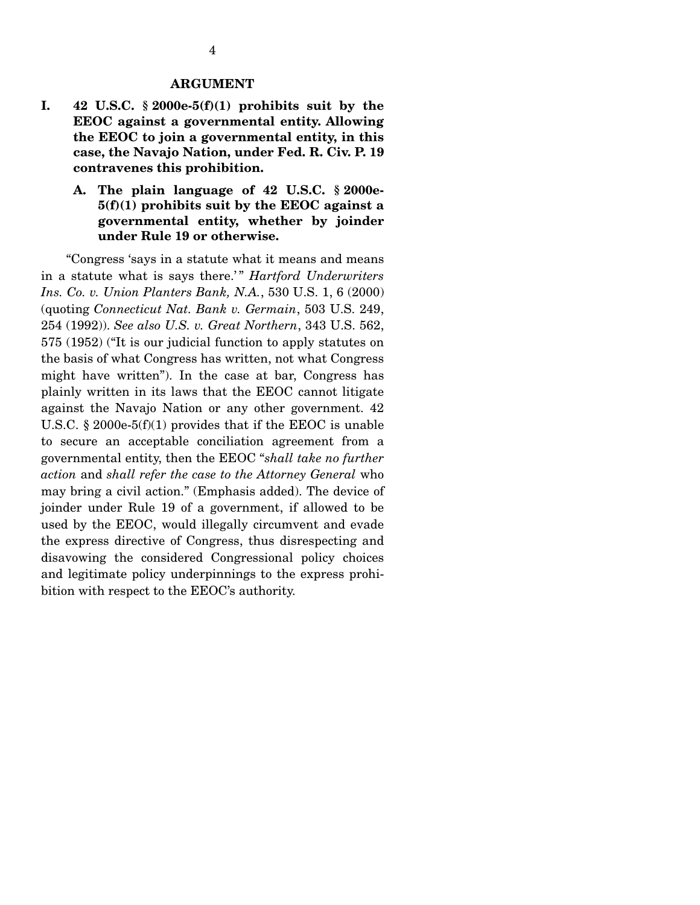## ARGUMENT

**I. 42 U.S.C. § 2000e-5(f)(1) prohibits suit by the EEOC against a governmental entity. Allowing the EEOC to join a governmental entity, in this case, the Navajo Nation, under Fed. R. Civ. P. 19 contravenes this prohibition.**

**A. The plain language of 42 U.S.C. § 2000e-5(f)(1) prohibits suit by the EEOC against a governmental entity, whether by joinder under Rule 19 or otherwise.**

"Congress 'says in a statute what it means and means in a statute what is says there.'" *Hartford Underwriters Ins. Co. v. Union Planters Bank, N.A.*, 530 U.S. 1, 6 (2000) (quoting *Connecticut Nat. Bank v. Germain*, 503 U.S. 249, 254 (1992)). *See also U.S. v. Great Northern*, 343 U.S. 562, 575 (1952) ("It is our judicial function to apply statutes on the basis of what Congress has written, not what Congress might have written"). In the case at bar, Congress has plainly written in its laws that the EEOC cannot litigate against the Navajo Nation or any other government. 42 U.S.C. § 2000e-5(f)(1) provides that if the EEOC is unable to secure an acceptable conciliation agreement from a governmental entity, then the EEOC "*shall take no further action* and *shall refer the case to the Attorney General* who may bring a civil action." (Emphasis added). The device of joinder under Rule 19 of a government, if allowed to be used by the EEOC, would illegally circumvent and evade the express directive of Congress, thus disrespecting and disavowing the considered Congressional policy choices and legitimate policy underpinnings to the express prohibition with respect to the EEOC's authority.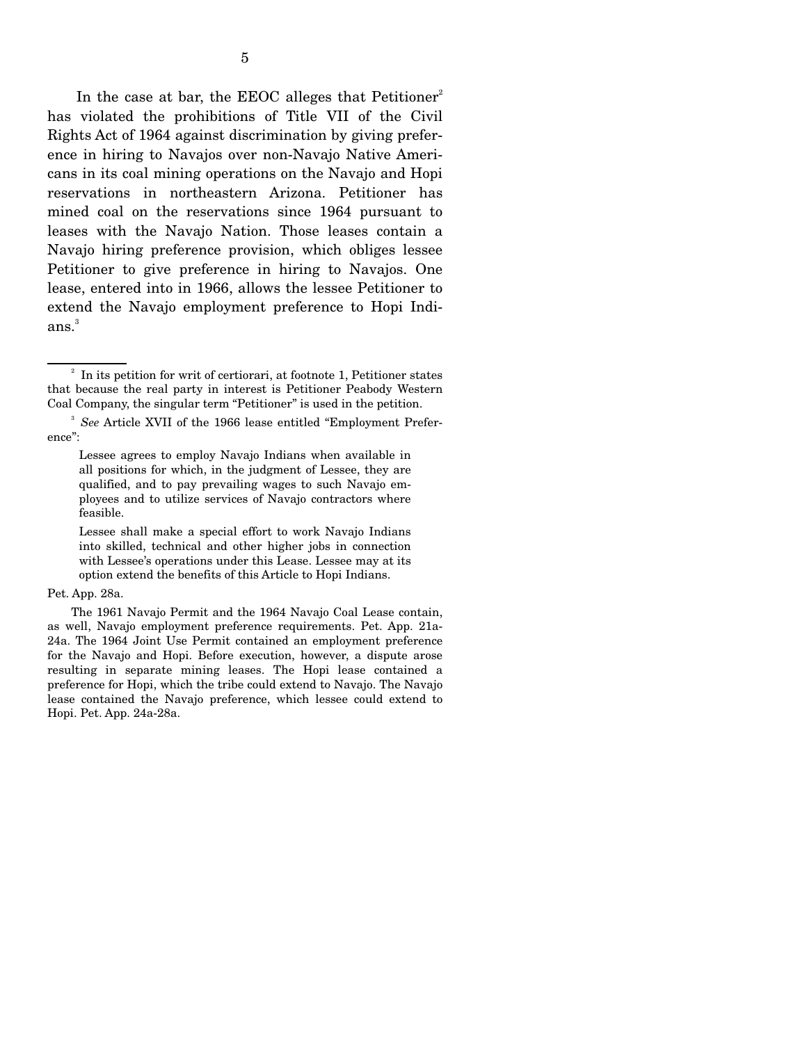In the case at bar, the EEOC alleges that Petitioner[2] has violated the prohibitions of Title VII of the Civil Rights Act of 1964 against discrimination by giving preference in hiring to Navajos over non-Navajo Native Americans in its coal mining operations on the Navajo and Hopi reservations in northeastern Arizona. Petitioner has mined coal on the reservations since 1964 pursuant to leases with the Navajo Nation. Those leases contain a Navajo hiring preference provision, which obliges lessee Petitioner to give preference in hiring to Navajos. One lease, entered into in 1966, allows the lessee Petitioner to extend the Navajo employment preference to Hopi Indians.[3]

---

[2] In its petition for writ of certiorari, at footnote 1, Petitioner states that because the real party in interest is Petitioner Peabody Western Coal Company, the singular term "Petitioner" is used in the petition.

[3] *See* Article XVII of the 1966 lease entitled "Employment Preference":

> Lessee agrees to employ Navajo Indians when available in all positions for which, in the judgment of Lessee, they are qualified, and to pay prevailing wages to such Navajo employees and to utilize services of Navajo contractors where feasible.
>
> Lessee shall make a special effort to work Navajo Indians into skilled, technical and other higher jobs in connection with Lessee's operations under this Lease. Lessee may at its option extend the benefits of this Article to Hopi Indians.

Pet. App. 28a.

The 1961 Navajo Permit and the 1964 Navajo Coal Lease contain, as well, Navajo employment preference requirements. Pet. App. 21a-24a. The 1964 Joint Use Permit contained an employment preference for the Navajo and Hopi. Before execution, however, a dispute arose resulting in separate mining leases. The Hopi lease contained a preference for Hopi, which the tribe could extend to Navajo. The Navajo lease contained the Navajo preference, which lessee could extend to Hopi. Pet. App. 24a-28a.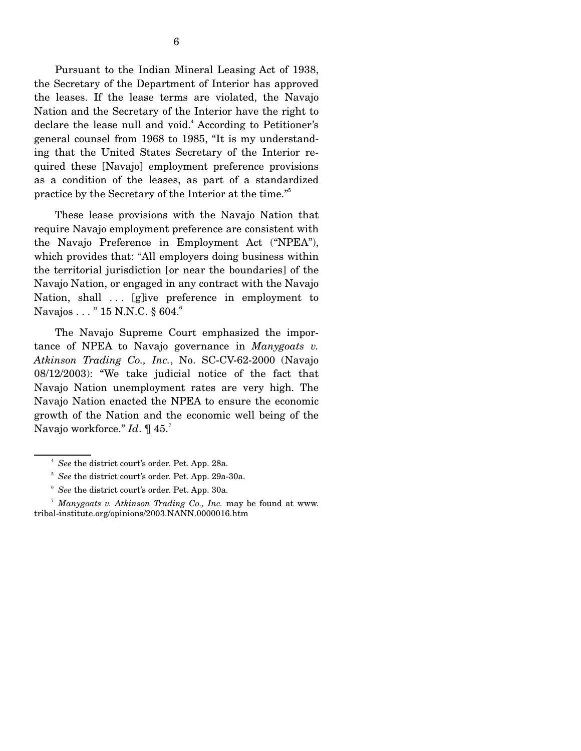Pursuant to the Indian Mineral Leasing Act of 1938, the Secretary of the Department of Interior has approved the leases. If the lease terms are violated, the Navajo Nation and the Secretary of the Interior have the right to declare the lease null and void.[4] According to Petitioner's general counsel from 1968 to 1985, "It is my understanding that the United States Secretary of the Interior required these [Navajo] employment preference provisions as a condition of the leases, as part of a standardized practice by the Secretary of the Interior at the time."[5]

These lease provisions with the Navajo Nation that require Navajo employment preference are consistent with the Navajo Preference in Employment Act ("NPEA"), which provides that: "All employers doing business within the territorial jurisdiction [or near the boundaries] of the Navajo Nation, or engaged in any contract with the Navajo Nation, shall . . . [g]ive preference in employment to Navajos . . . " 15 N.N.C. § 604.[6]

The Navajo Supreme Court emphasized the importance of NPEA to Navajo governance in *Manygoats v. Atkinson Trading Co., Inc.*, No. SC-CV-62-2000 (Navajo 08/12/2003): "We take judicial notice of the fact that Navajo Nation unemployment rates are very high. The Navajo Nation enacted the NPEA to ensure the economic growth of the Nation and the economic well being of the Navajo workforce." *Id*. ¶ 45.[7]

---

[4] *See* the district court's order. Pet. App. 28a.

[5] *See* the district court's order. Pet. App. 29a-30a.

[6] *See* the district court's order. Pet. App. 30a.

[7] *Manygoats v. Atkinson Trading Co., Inc.* may be found at www.tribal-institute.org/opinions/2003.NANN.0000016.htm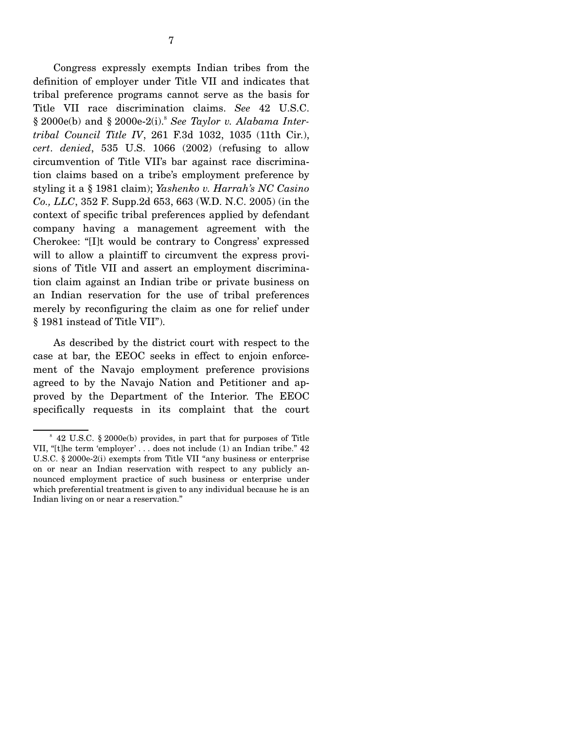Congress expressly exempts Indian tribes from the definition of employer under Title VII and indicates that tribal preference programs cannot serve as the basis for Title VII race discrimination claims. *See* 42 U.S.C. § 2000e(b) and § 2000e-2(i).[8] *See Taylor v. Alabama Intertribal Council Title IV*, 261 F.3d 1032, 1035 (11th Cir.), *cert. denied*, 535 U.S. 1066 (2002) (refusing to allow circumvention of Title VII's bar against race discrimination claims based on a tribe's employment preference by styling it a § 1981 claim); *Yashenko v. Harrah's NC Casino Co., LLC*, 352 F. Supp.2d 653, 663 (W.D. N.C. 2005) (in the context of specific tribal preferences applied by defendant company having a management agreement with the Cherokee: "[I]t would be contrary to Congress' expressed will to allow a plaintiff to circumvent the express provisions of Title VII and assert an employment discrimination claim against an Indian tribe or private business on an Indian reservation for the use of tribal preferences merely by reconfiguring the claim as one for relief under § 1981 instead of Title VII").

As described by the district court with respect to the case at bar, the EEOC seeks in effect to enjoin enforcement of the Navajo employment preference provisions agreed to by the Navajo Nation and Petitioner and approved by the Department of the Interior. The EEOC specifically requests in its complaint that the court

[8] 42 U.S.C. § 2000e(b) provides, in part that for purposes of Title VII, "[t]he term 'employer' . . . does not include (1) an Indian tribe." 42 U.S.C. § 2000e-2(i) exempts from Title VII "any business or enterprise on or near an Indian reservation with respect to any publicly announced employment practice of such business or enterprise under which preferential treatment is given to any individual because he is an Indian living on or near a reservation."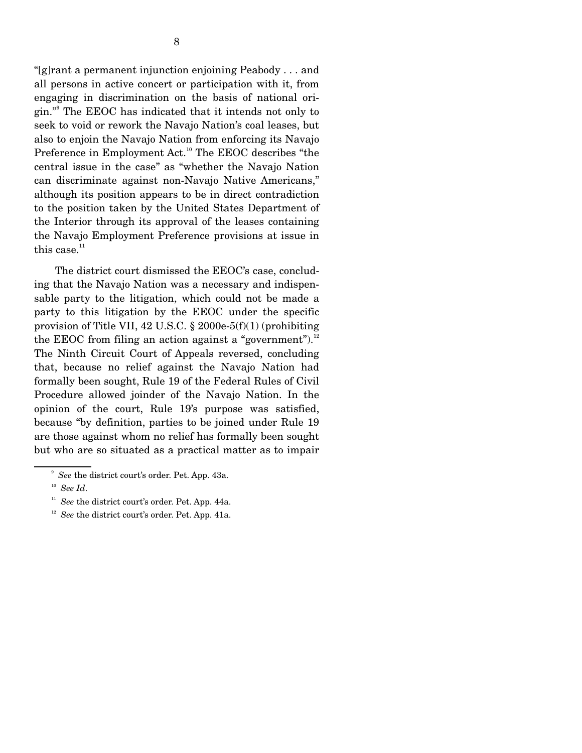"[g]rant a permanent injunction enjoining Peabody . . . and all persons in active concert or participation with it, from engaging in discrimination on the basis of national origin."[9] The EEOC has indicated that it intends not only to seek to void or rework the Navajo Nation's coal leases, but also to enjoin the Navajo Nation from enforcing its Navajo Preference in Employment Act.[10] The EEOC describes "the central issue in the case" as "whether the Navajo Nation can discriminate against non-Navajo Native Americans," although its position appears to be in direct contradiction to the position taken by the United States Department of the Interior through its approval of the leases containing the Navajo Employment Preference provisions at issue in this case.[11]

The district court dismissed the EEOC's case, concluding that the Navajo Nation was a necessary and indispensable party to the litigation, which could not be made a party to this litigation by the EEOC under the specific provision of Title VII, 42 U.S.C. § 2000e-5(f)(1) (prohibiting the EEOC from filing an action against a "government").[12] The Ninth Circuit Court of Appeals reversed, concluding that, because no relief against the Navajo Nation had formally been sought, Rule 19 of the Federal Rules of Civil Procedure allowed joinder of the Navajo Nation. In the opinion of the court, Rule 19's purpose was satisfied, because "by definition, parties to be joined under Rule 19 are those against whom no relief has formally been sought but who are so situated as a practical matter as to impair

[9] *See* the district court's order. Pet. App. 43a.

[10] *See Id*.

[11] *See* the district court's order. Pet. App. 44a.

[12] *See* the district court's order. Pet. App. 41a.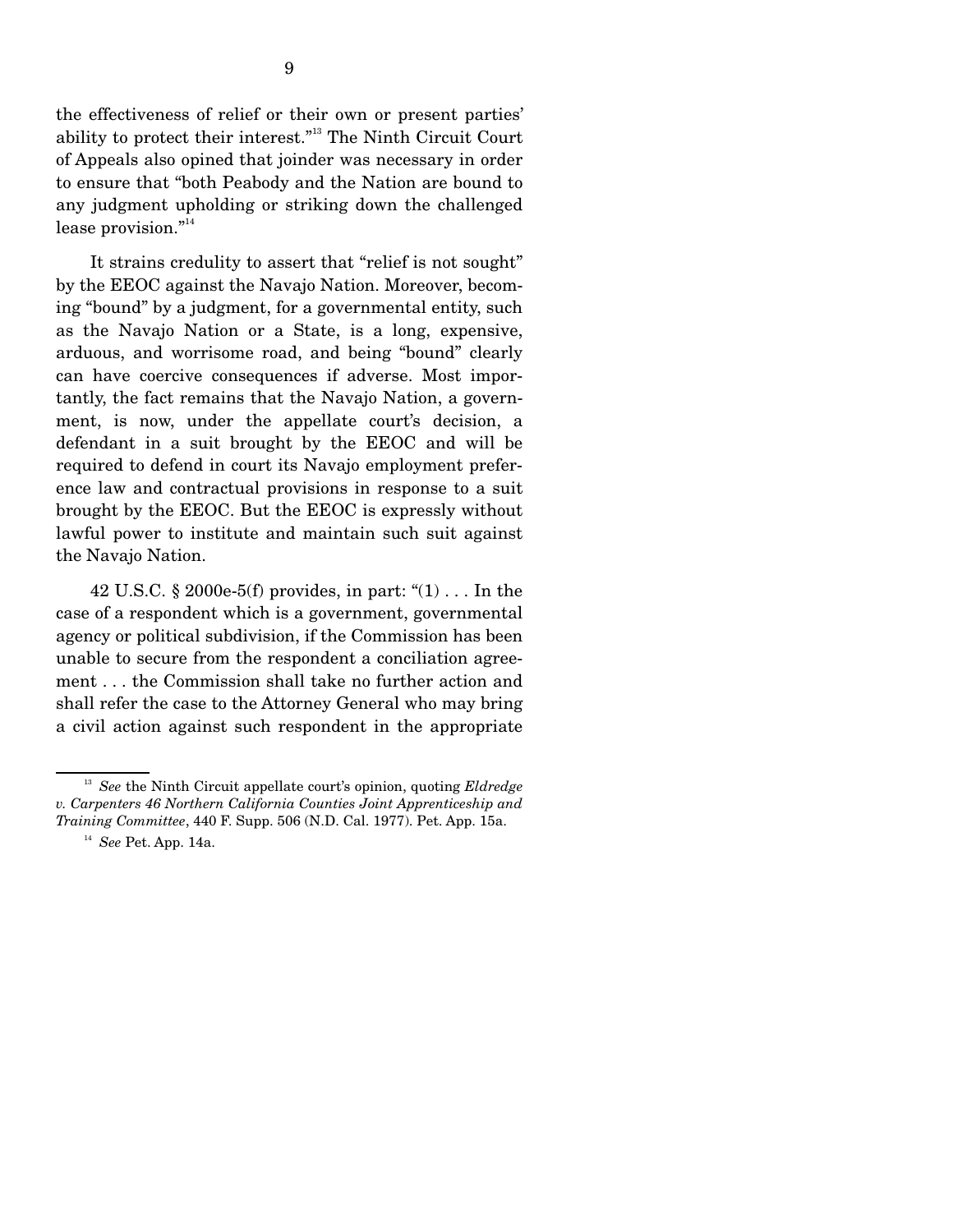the effectiveness of relief or their own or present parties' ability to protect their interest."[13] The Ninth Circuit Court of Appeals also opined that joinder was necessary in order to ensure that "both Peabody and the Nation are bound to any judgment upholding or striking down the challenged lease provision."[14]

It strains credulity to assert that "relief is not sought" by the EEOC against the Navajo Nation. Moreover, becoming "bound" by a judgment, for a governmental entity, such as the Navajo Nation or a State, is a long, expensive, arduous, and worrisome road, and being "bound" clearly can have coercive consequences if adverse. Most importantly, the fact remains that the Navajo Nation, a government, is now, under the appellate court's decision, a defendant in a suit brought by the EEOC and will be required to defend in court its Navajo employment preference law and contractual provisions in response to a suit brought by the EEOC. But the EEOC is expressly without lawful power to institute and maintain such suit against the Navajo Nation.

42 U.S.C. § 2000e-5(f) provides, in part: "(1) . . . In the case of a respondent which is a government, governmental agency or political subdivision, if the Commission has been unable to secure from the respondent a conciliation agreement . . . the Commission shall take no further action and shall refer the case to the Attorney General who may bring a civil action against such respondent in the appropriate

---

[13] *See* the Ninth Circuit appellate court's opinion, quoting *Eldredge v. Carpenters 46 Northern California Counties Joint Apprenticeship and Training Committee*, 440 F. Supp. 506 (N.D. Cal. 1977). Pet. App. 15a.

[14] *See* Pet. App. 14a.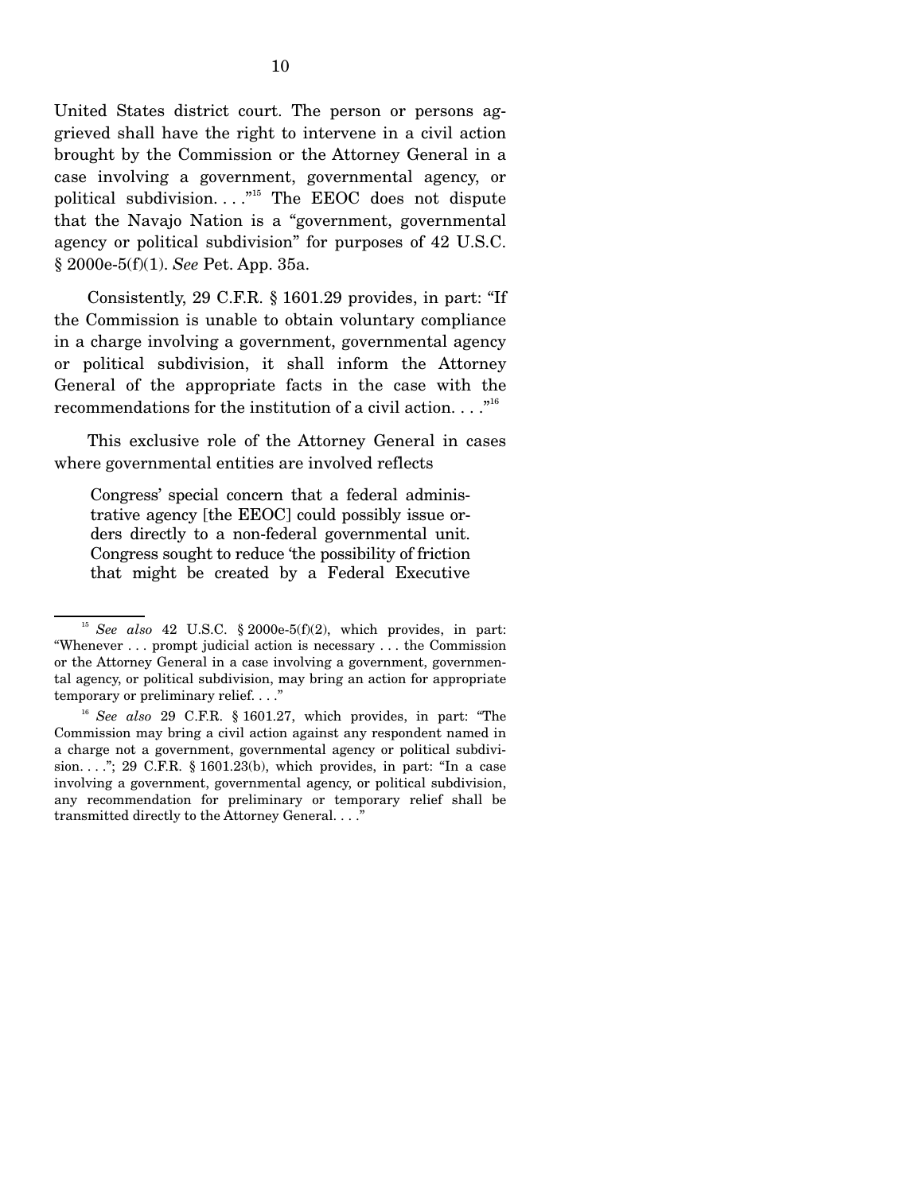United States district court. The person or persons aggrieved shall have the right to intervene in a civil action brought by the Commission or the Attorney General in a case involving a government, governmental agency, or political subdivision. . . ."[15] The EEOC does not dispute that the Navajo Nation is a "government, governmental agency or political subdivision" for purposes of 42 U.S.C. § 2000e-5(f)(1). *See* Pet. App. 35a.

Consistently, 29 C.F.R. § 1601.29 provides, in part: "If the Commission is unable to obtain voluntary compliance in a charge involving a government, governmental agency or political subdivision, it shall inform the Attorney General of the appropriate facts in the case with the recommendations for the institution of a civil action. . . ."[16]

This exclusive role of the Attorney General in cases where governmental entities are involved reflects

> Congress' special concern that a federal administrative agency [the EEOC] could possibly issue orders directly to a non-federal governmental unit. Congress sought to reduce 'the possibility of friction that might be created by a Federal Executive

---

[15] *See also* 42 U.S.C. § 2000e-5(f)(2), which provides, in part: "Whenever . . . prompt judicial action is necessary . . . the Commission or the Attorney General in a case involving a government, governmental agency, or political subdivision, may bring an action for appropriate temporary or preliminary relief. . . ."

[16] *See also* 29 C.F.R. § 1601.27, which provides, in part: "The Commission may bring a civil action against any respondent named in a charge not a government, governmental agency or political subdivision. . . ."; 29 C.F.R. § 1601.23(b), which provides, in part: "In a case involving a government, governmental agency, or political subdivision, any recommendation for preliminary or temporary relief shall be transmitted directly to the Attorney General. . . ."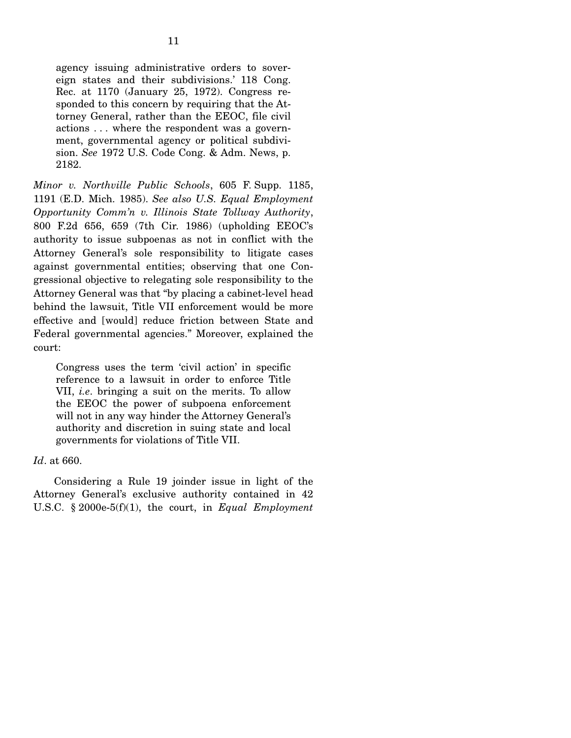> agency issuing administrative orders to sovereign states and their subdivisions.' 118 Cong. Rec. at 1170 (January 25, 1972). Congress responded to this concern by requiring that the Attorney General, rather than the EEOC, file civil actions . . . where the respondent was a government, governmental agency or political subdivision. *See* 1972 U.S. Code Cong. & Adm. News, p. 2182.

*Minor v. Northville Public Schools*, 605 F. Supp. 1185, 1191 (E.D. Mich. 1985). *See also U.S. Equal Employment Opportunity Comm'n v. Illinois State Tollway Authority*, 800 F.2d 656, 659 (7th Cir. 1986) (upholding EEOC's authority to issue subpoenas as not in conflict with the Attorney General's sole responsibility to litigate cases against governmental entities; observing that one Congressional objective to relegating sole responsibility to the Attorney General was that "by placing a cabinet-level head behind the lawsuit, Title VII enforcement would be more effective and [would] reduce friction between State and Federal governmental agencies." Moreover, explained the court:

> Congress uses the term 'civil action' in specific reference to a lawsuit in order to enforce Title VII, *i.e*. bringing a suit on the merits. To allow the EEOC the power of subpoena enforcement will not in any way hinder the Attorney General's authority and discretion in suing state and local governments for violations of Title VII.

*Id*. at 660.

Considering a Rule 19 joinder issue in light of the Attorney General's exclusive authority contained in 42 U.S.C. § 2000e-5(f)(1), the court, in *Equal Employment*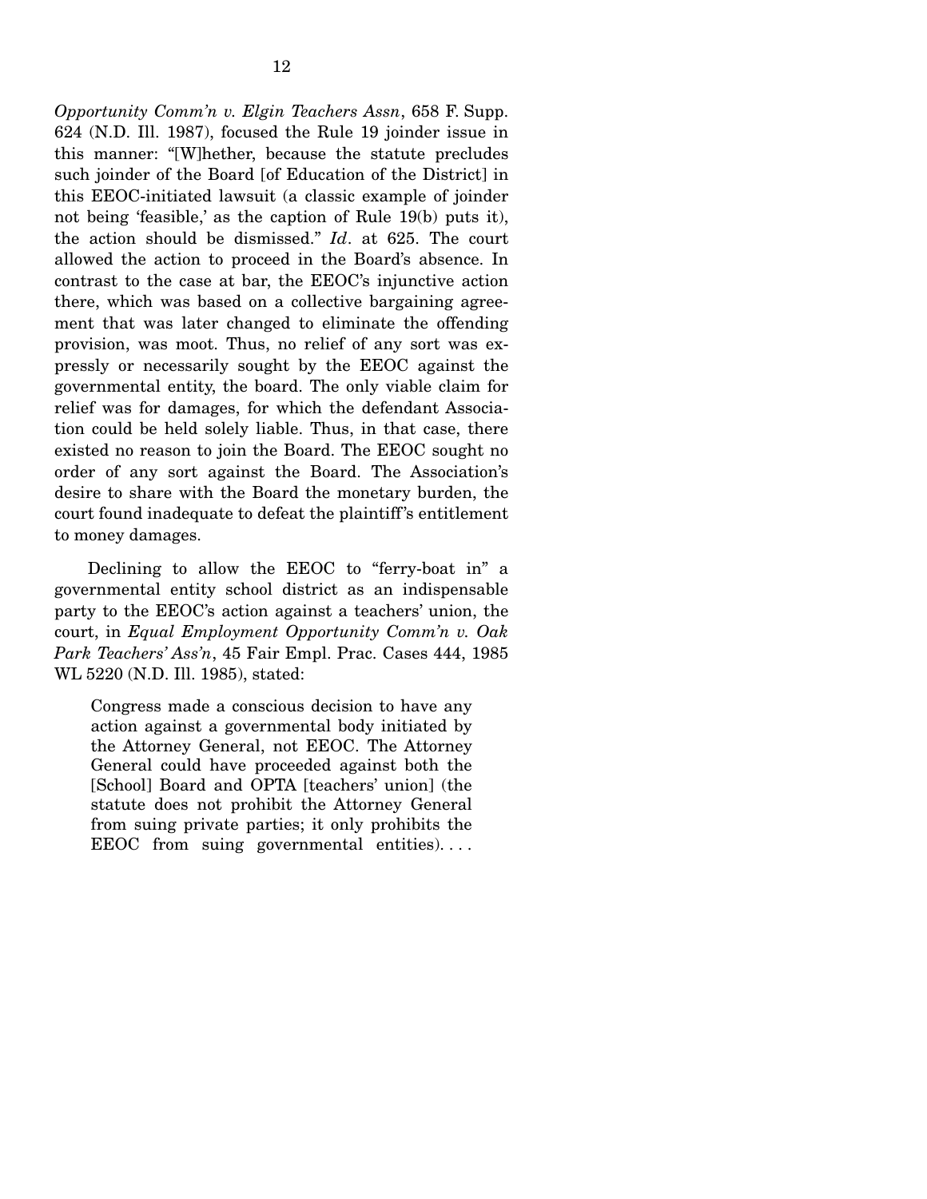*Opportunity Comm'n v. Elgin Teachers Assn*, 658 F. Supp. 624 (N.D. Ill. 1987), focused the Rule 19 joinder issue in this manner: "[W]hether, because the statute precludes such joinder of the Board [of Education of the District] in this EEOC-initiated lawsuit (a classic example of joinder not being 'feasible,' as the caption of Rule 19(b) puts it), the action should be dismissed." *Id*. at 625. The court allowed the action to proceed in the Board's absence. In contrast to the case at bar, the EEOC's injunctive action there, which was based on a collective bargaining agreement that was later changed to eliminate the offending provision, was moot. Thus, no relief of any sort was expressly or necessarily sought by the EEOC against the governmental entity, the board. The only viable claim for relief was for damages, for which the defendant Association could be held solely liable. Thus, in that case, there existed no reason to join the Board. The EEOC sought no order of any sort against the Board. The Association's desire to share with the Board the monetary burden, the court found inadequate to defeat the plaintiff's entitlement to money damages.

Declining to allow the EEOC to "ferry-boat in" a governmental entity school district as an indispensable party to the EEOC's action against a teachers' union, the court, in *Equal Employment Opportunity Comm'n v. Oak Park Teachers' Ass'n*, 45 Fair Empl. Prac. Cases 444, 1985 WL 5220 (N.D. Ill. 1985), stated:

> Congress made a conscious decision to have any action against a governmental body initiated by the Attorney General, not EEOC. The Attorney General could have proceeded against both the [School] Board and OPTA [teachers' union] (the statute does not prohibit the Attorney General from suing private parties; it only prohibits the EEOC from suing governmental entities). . . .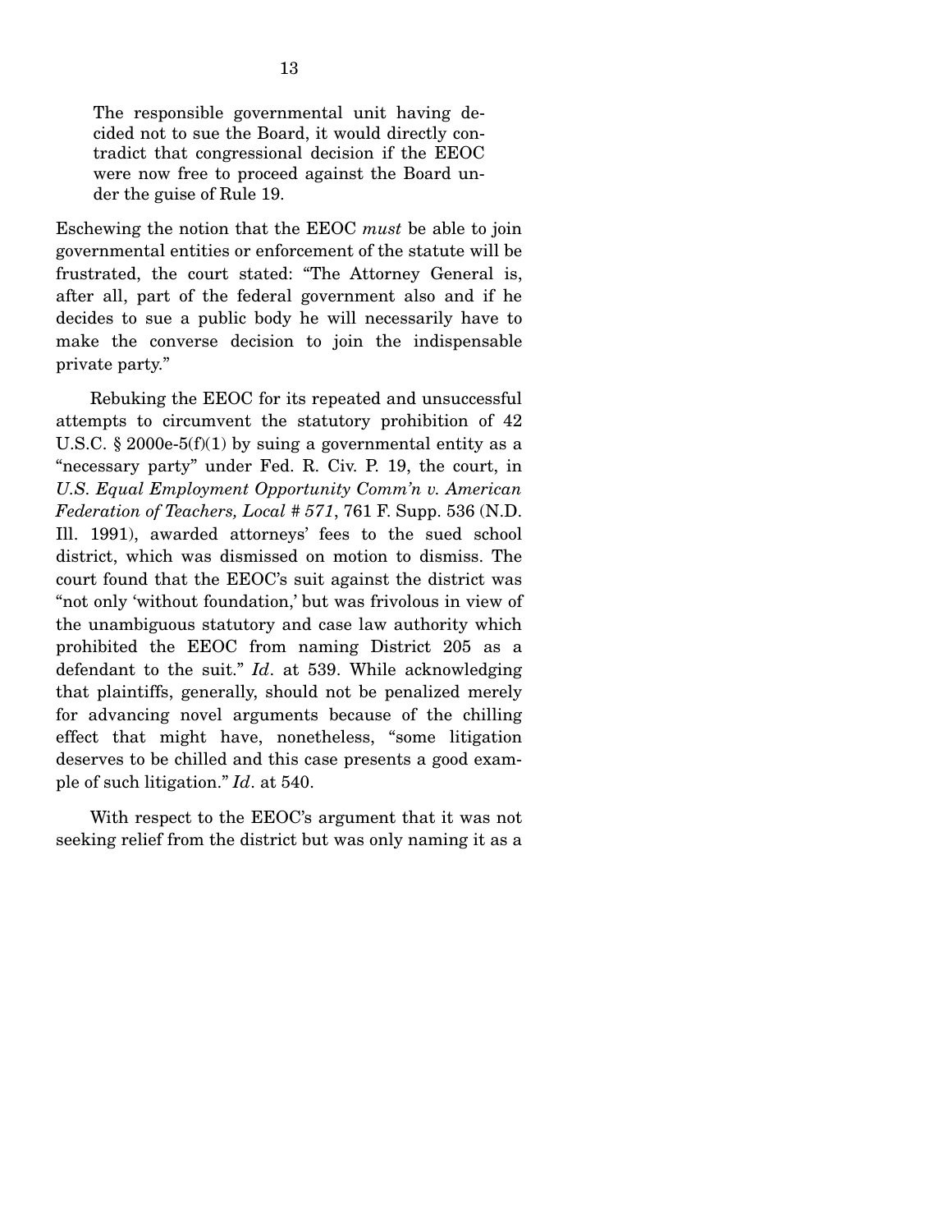> The responsible governmental unit having decided not to sue the Board, it would directly contradict that congressional decision if the EEOC were now free to proceed against the Board under the guise of Rule 19.

Eschewing the notion that the EEOC *must* be able to join governmental entities or enforcement of the statute will be frustrated, the court stated: "The Attorney General is, after all, part of the federal government also and if he decides to sue a public body he will necessarily have to make the converse decision to join the indispensable private party."

Rebuking the EEOC for its repeated and unsuccessful attempts to circumvent the statutory prohibition of 42 U.S.C. § 2000e-5(f)(1) by suing a governmental entity as a "necessary party" under Fed. R. Civ. P. 19, the court, in *U.S. Equal Employment Opportunity Comm'n v. American Federation of Teachers, Local # 571*, 761 F. Supp. 536 (N.D. Ill. 1991), awarded attorneys' fees to the sued school district, which was dismissed on motion to dismiss. The court found that the EEOC's suit against the district was "not only 'without foundation,' but was frivolous in view of the unambiguous statutory and case law authority which prohibited the EEOC from naming District 205 as a defendant to the suit." *Id*. at 539. While acknowledging that plaintiffs, generally, should not be penalized merely for advancing novel arguments because of the chilling effect that might have, nonetheless, "some litigation deserves to be chilled and this case presents a good example of such litigation." *Id*. at 540.

With respect to the EEOC's argument that it was not seeking relief from the district but was only naming it as a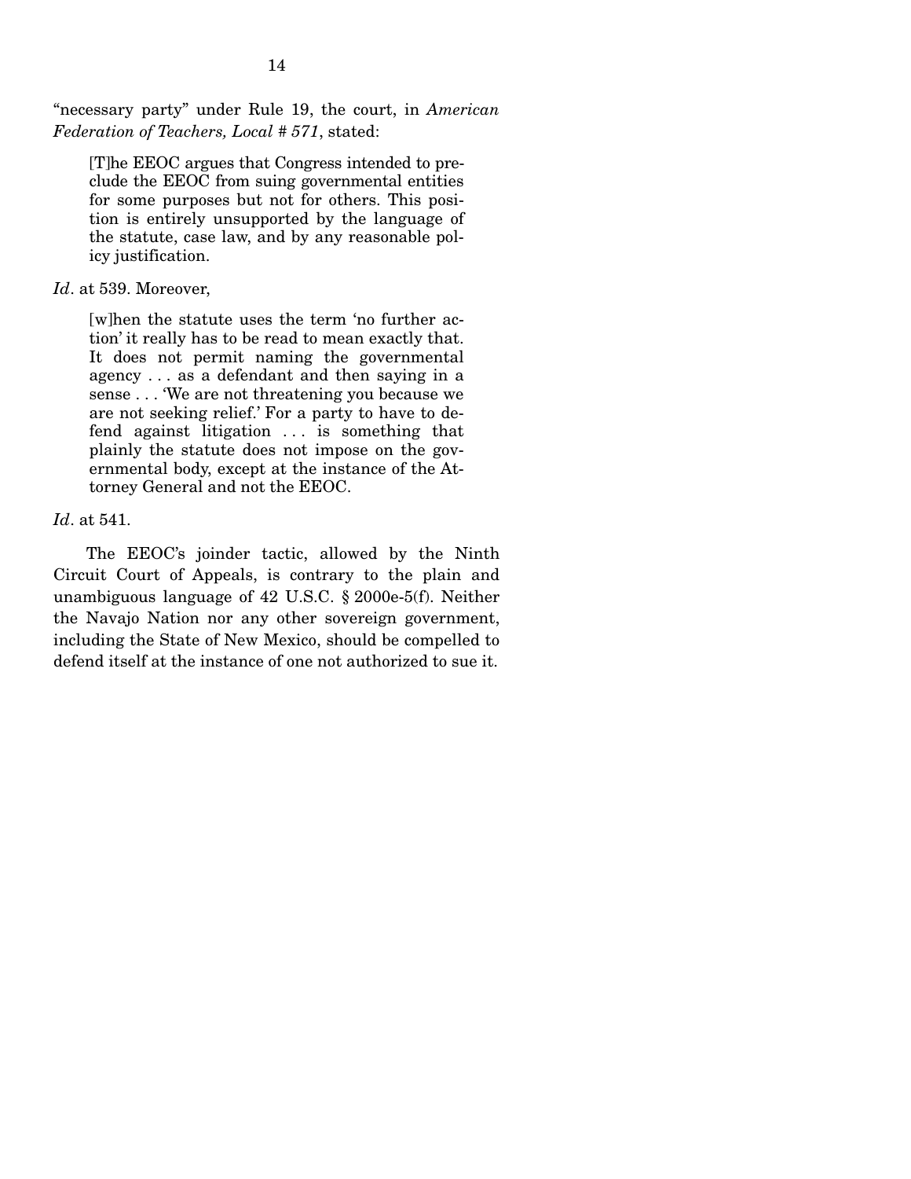"necessary party" under Rule 19, the court, in *American Federation of Teachers, Local # 571*, stated:

> [T]he EEOC argues that Congress intended to preclude the EEOC from suing governmental entities for some purposes but not for others. This position is entirely unsupported by the language of the statute, case law, and by any reasonable policy justification.

*Id*. at 539. Moreover,

> [w]hen the statute uses the term 'no further action' it really has to be read to mean exactly that. It does not permit naming the governmental agency . . . as a defendant and then saying in a sense . . . 'We are not threatening you because we are not seeking relief.' For a party to have to defend against litigation . . . is something that plainly the statute does not impose on the governmental body, except at the instance of the Attorney General and not the EEOC.

*Id*. at 541.

The EEOC's joinder tactic, allowed by the Ninth Circuit Court of Appeals, is contrary to the plain and unambiguous language of 42 U.S.C. § 2000e-5(f). Neither the Navajo Nation nor any other sovereign government, including the State of New Mexico, should be compelled to defend itself at the instance of one not authorized to sue it.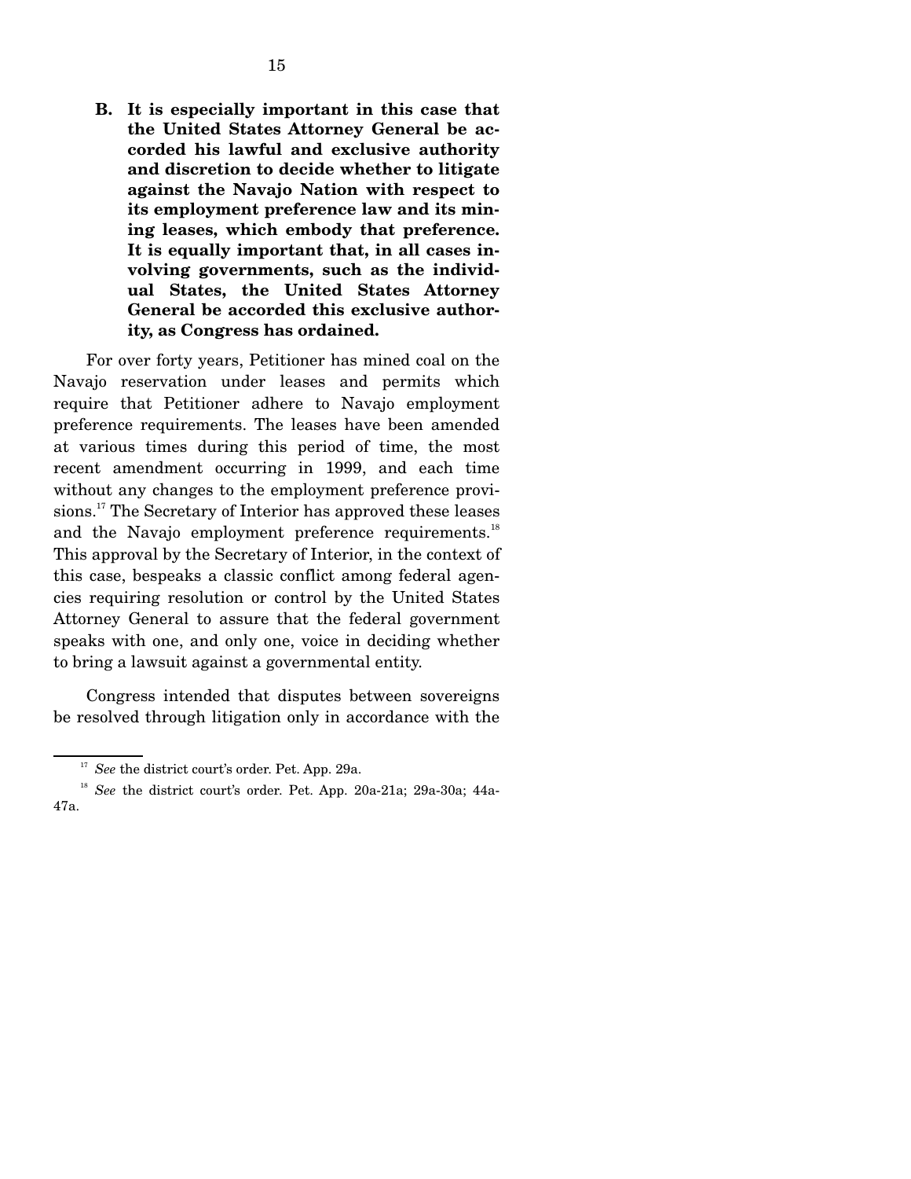**B. It is especially important in this case that the United States Attorney General be accorded his lawful and exclusive authority and discretion to decide whether to litigate against the Navajo Nation with respect to its employment preference law and its mining leases, which embody that preference. It is equally important that, in all cases involving governments, such as the individual States, the United States Attorney General be accorded this exclusive authority, as Congress has ordained.**

For over forty years, Petitioner has mined coal on the Navajo reservation under leases and permits which require that Petitioner adhere to Navajo employment preference requirements. The leases have been amended at various times during this period of time, the most recent amendment occurring in 1999, and each time without any changes to the employment preference provisions.[17] The Secretary of Interior has approved these leases and the Navajo employment preference requirements.[18] This approval by the Secretary of Interior, in the context of this case, bespeaks a classic conflict among federal agencies requiring resolution or control by the United States Attorney General to assure that the federal government speaks with one, and only one, voice in deciding whether to bring a lawsuit against a governmental entity.

Congress intended that disputes between sovereigns be resolved through litigation only in accordance with the

---

[17] *See* the district court's order. Pet. App. 29a.

[18] *See* the district court's order. Pet. App. 20a-21a; 29a-30a; 44a-47a.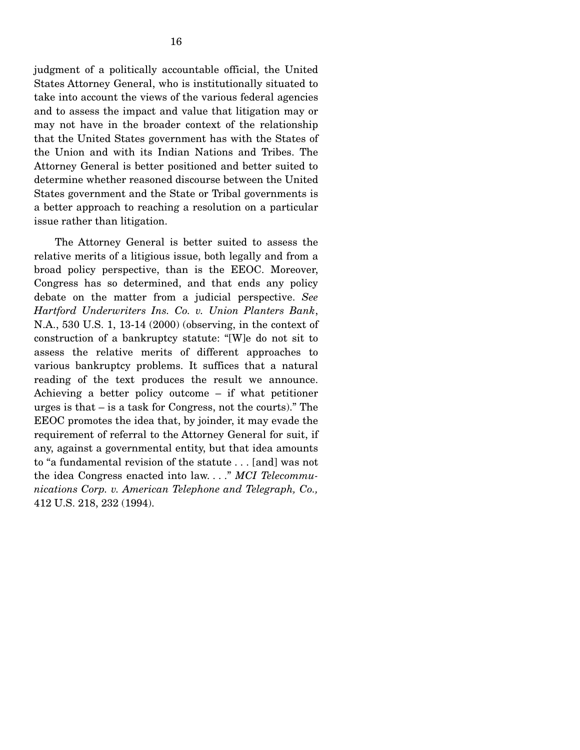judgment of a politically accountable official, the United States Attorney General, who is institutionally situated to take into account the views of the various federal agencies and to assess the impact and value that litigation may or may not have in the broader context of the relationship that the United States government has with the States of the Union and with its Indian Nations and Tribes. The Attorney General is better positioned and better suited to determine whether reasoned discourse between the United States government and the State or Tribal governments is a better approach to reaching a resolution on a particular issue rather than litigation.

The Attorney General is better suited to assess the relative merits of a litigious issue, both legally and from a broad policy perspective, than is the EEOC. Moreover, Congress has so determined, and that ends any policy debate on the matter from a judicial perspective. *See Hartford Underwriters Ins. Co. v. Union Planters Bank*, N.A., 530 U.S. 1, 13-14 (2000) (observing, in the context of construction of a bankruptcy statute: "[W]e do not sit to assess the relative merits of different approaches to various bankruptcy problems. It suffices that a natural reading of the text produces the result we announce. Achieving a better policy outcome – if what petitioner urges is that – is a task for Congress, not the courts)." The EEOC promotes the idea that, by joinder, it may evade the requirement of referral to the Attorney General for suit, if any, against a governmental entity, but that idea amounts to "a fundamental revision of the statute . . . [and] was not the idea Congress enacted into law. . . ." *MCI Telecommunications Corp. v. American Telephone and Telegraph, Co.,* 412 U.S. 218, 232 (1994).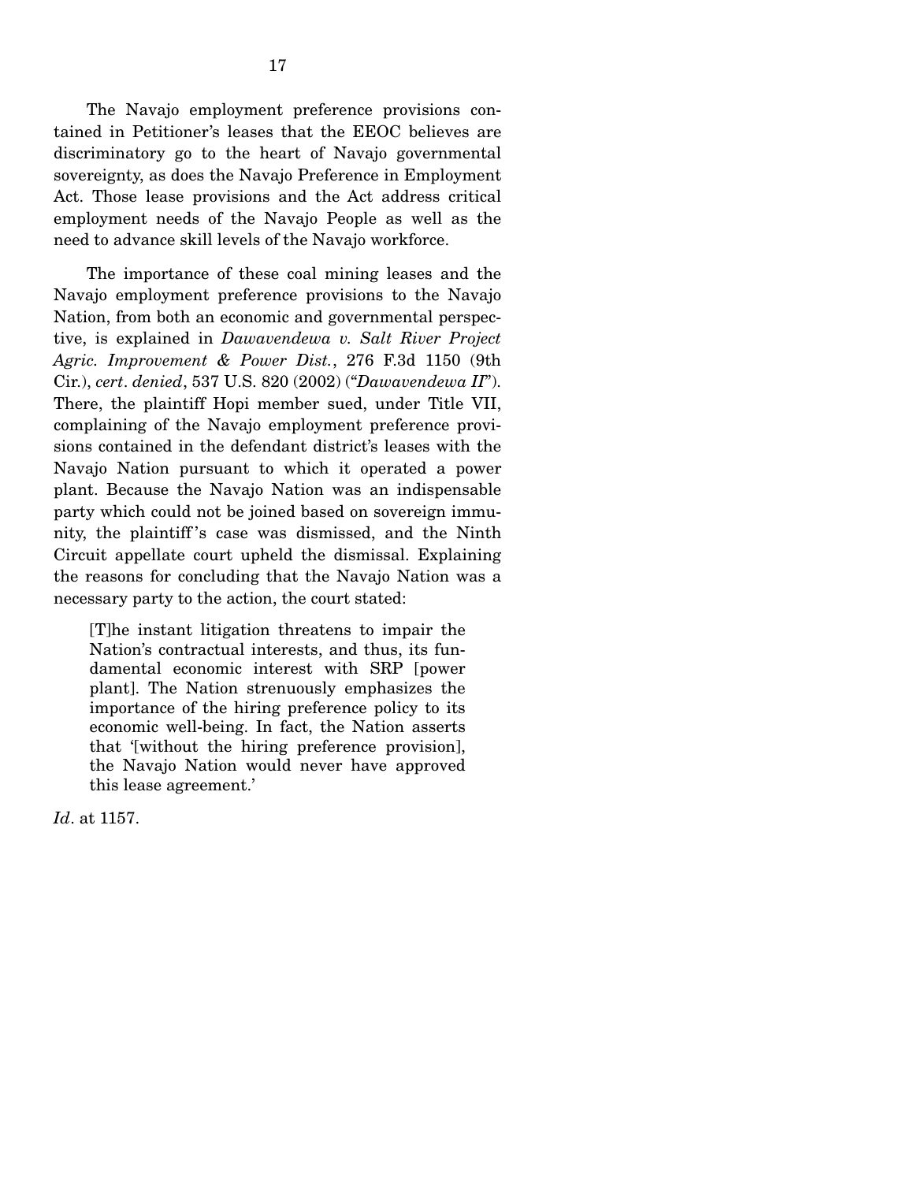The Navajo employment preference provisions contained in Petitioner's leases that the EEOC believes are discriminatory go to the heart of Navajo governmental sovereignty, as does the Navajo Preference in Employment Act. Those lease provisions and the Act address critical employment needs of the Navajo People as well as the need to advance skill levels of the Navajo workforce.

The importance of these coal mining leases and the Navajo employment preference provisions to the Navajo Nation, from both an economic and governmental perspective, is explained in *Dawavendewa v. Salt River Project Agric. Improvement & Power Dist.*, 276 F.3d 1150 (9th Cir.), *cert. denied*, 537 U.S. 820 (2002) ("*Dawavendewa II*"). There, the plaintiff Hopi member sued, under Title VII, complaining of the Navajo employment preference provisions contained in the defendant district's leases with the Navajo Nation pursuant to which it operated a power plant. Because the Navajo Nation was an indispensable party which could not be joined based on sovereign immunity, the plaintiff's case was dismissed, and the Ninth Circuit appellate court upheld the dismissal. Explaining the reasons for concluding that the Navajo Nation was a necessary party to the action, the court stated:

> [T]he instant litigation threatens to impair the Nation's contractual interests, and thus, its fundamental economic interest with SRP [power plant]. The Nation strenuously emphasizes the importance of the hiring preference policy to its economic well-being. In fact, the Nation asserts that '[without the hiring preference provision], the Navajo Nation would never have approved this lease agreement.'

*Id*. at 1157.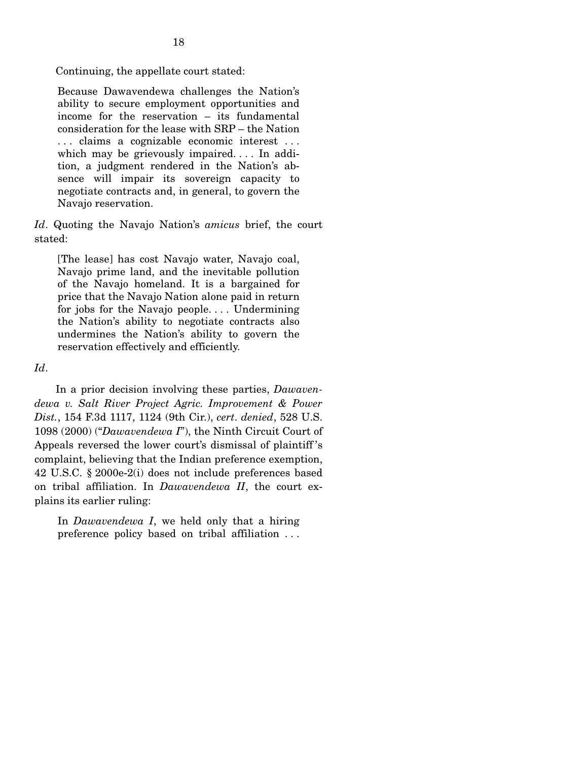Continuing, the appellate court stated:

> Because Dawavendewa challenges the Nation's ability to secure employment opportunities and income for the reservation – its fundamental consideration for the lease with SRP – the Nation . . . claims a cognizable economic interest . . . which may be grievously impaired. . . . In addition, a judgment rendered in the Nation's absence will impair its sovereign capacity to negotiate contracts and, in general, to govern the Navajo reservation.

*Id*. Quoting the Navajo Nation's *amicus* brief, the court stated:

> [The lease] has cost Navajo water, Navajo coal, Navajo prime land, and the inevitable pollution of the Navajo homeland. It is a bargained for price that the Navajo Nation alone paid in return for jobs for the Navajo people. . . . Undermining the Nation's ability to negotiate contracts also undermines the Nation's ability to govern the reservation effectively and efficiently.

*Id*.

In a prior decision involving these parties, *Dawavendewa v. Salt River Project Agric. Improvement & Power Dist.*, 154 F.3d 1117, 1124 (9th Cir.), *cert. denied*, 528 U.S. 1098 (2000) ("*Dawavendewa I*"), the Ninth Circuit Court of Appeals reversed the lower court's dismissal of plaintiff's complaint, believing that the Indian preference exemption, 42 U.S.C. § 2000e-2(i) does not include preferences based on tribal affiliation. In *Dawavendewa II*, the court explains its earlier ruling:

> In *Dawavendewa I*, we held only that a hiring preference policy based on tribal affiliation . . .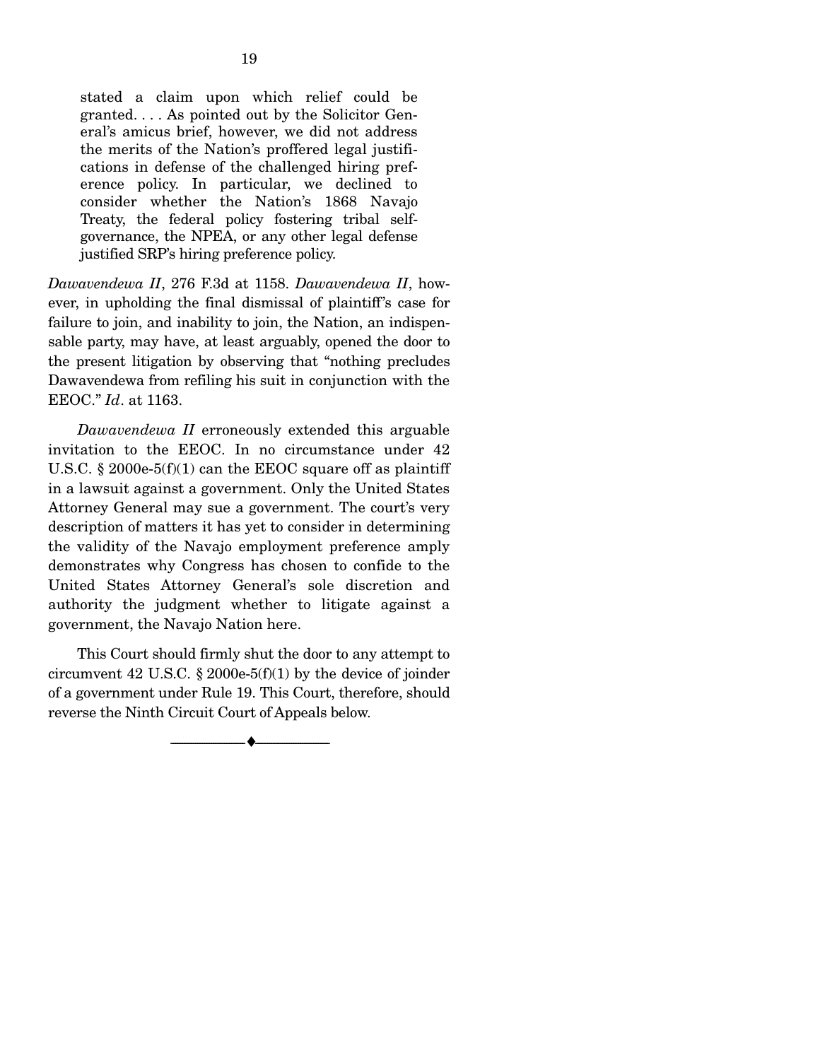> stated a claim upon which relief could be granted. . . . As pointed out by the Solicitor General's amicus brief, however, we did not address the merits of the Nation's proffered legal justifications in defense of the challenged hiring preference policy. In particular, we declined to consider whether the Nation's 1868 Navajo Treaty, the federal policy fostering tribal self-governance, the NPEA, or any other legal defense justified SRP's hiring preference policy.

*Dawavendewa II*, 276 F.3d at 1158. *Dawavendewa II*, however, in upholding the final dismissal of plaintiff's case for failure to join, and inability to join, the Nation, an indispensable party, may have, at least arguably, opened the door to the present litigation by observing that "nothing precludes Dawavendewa from refiling his suit in conjunction with the EEOC." *Id*. at 1163.

*Dawavendewa II* erroneously extended this arguable invitation to the EEOC. In no circumstance under 42 U.S.C. § 2000e-5(f)(1) can the EEOC square off as plaintiff in a lawsuit against a government. Only the United States Attorney General may sue a government. The court's very description of matters it has yet to consider in determining the validity of the Navajo employment preference amply demonstrates why Congress has chosen to confide to the United States Attorney General's sole discretion and authority the judgment whether to litigate against a government, the Navajo Nation here.

This Court should firmly shut the door to any attempt to circumvent 42 U.S.C. § 2000e-5(f)(1) by the device of joinder of a government under Rule 19. This Court, therefore, should reverse the Ninth Circuit Court of Appeals below.

---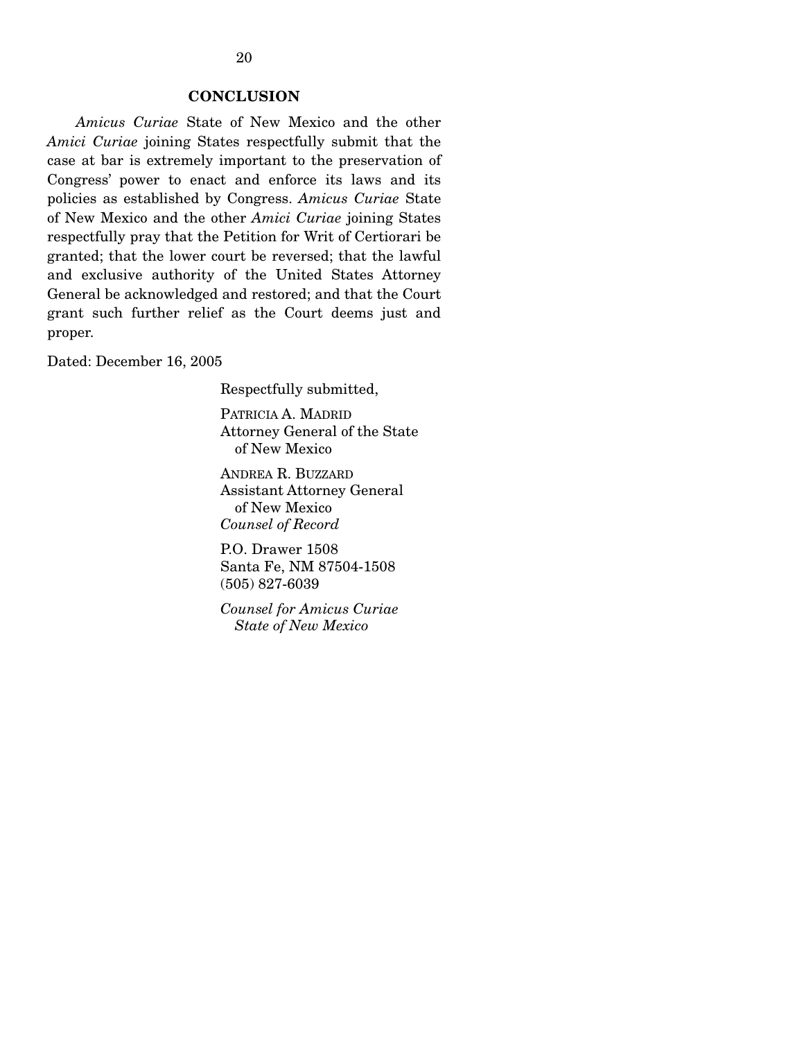## CONCLUSION

*Amicus Curiae* State of New Mexico and the other *Amici Curiae* joining States respectfully submit that the case at bar is extremely important to the preservation of Congress' power to enact and enforce its laws and its policies as established by Congress. *Amicus Curiae* State of New Mexico and the other *Amici Curiae* joining States respectfully pray that the Petition for Writ of Certiorari be granted; that the lower court be reversed; that the lawful and exclusive authority of the United States Attorney General be acknowledged and restored; and that the Court grant such further relief as the Court deems just and proper.

Dated: December 16, 2005

Respectfully submitted,

PATRICIA A. MADRID
Attorney General of the State of New Mexico

ANDREA R. BUZZARD
Assistant Attorney General of New Mexico
*Counsel of Record*

P.O. Drawer 1508
Santa Fe, NM 87504-1508
(505) 827-6039

*Counsel for Amicus Curiae State of New Mexico*